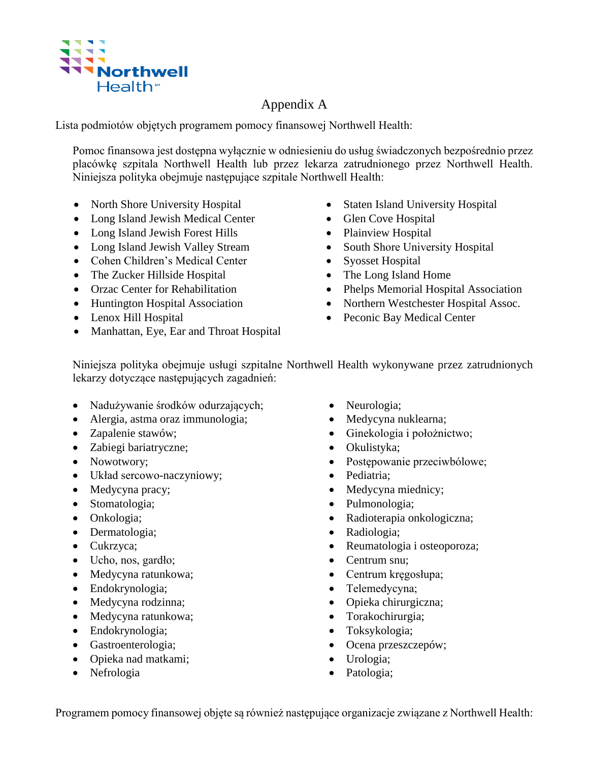# Appendix A

Lista podmiotów objętych programem pomocy finansowej Northwell Health:

Pomoc finansowa jest dostępna wyłącznie w odniesieniu do usług świadczonych bezpośrednio przez placówkę szpitala Northwell Health lub przez lekarza zatrudnionego przez Northwell Health. Niniejsza polityka obejmuje następujące szpitale Northwell Health:

- North Shore University Hospital
- Long Island Jewish Medical Center
- Long Island Jewish Forest Hills
- Long Island Jewish Valley Stream
- Cohen Children's Medical Center
- The Zucker Hillside Hospital
- Orzac Center for Rehabilitation
- Huntington Hospital Association
- Lenox Hill Hospital
- Manhattan, Eye, Ear and Throat Hospital
- Staten Island University Hospital
- Glen Cove Hospital
- Plainview Hospital
- South Shore University Hospital
- Syosset Hospital
- The Long Island Home
- Phelps Memorial Hospital Association
- Northern Westchester Hospital Assoc.
- Peconic Bay Medical Center

Niniejsza polityka obejmuje usługi szpitalne Northwell Health wykonywane przez zatrudnionych lekarzy dotyczące następujących zagadnień:

- Nadużywanie środków odurzających;
- Alergia, astma oraz immunologia;
- Zapalenie stawów;
- Zabiegi bariatryczne;
- Nowotwory;
- Układ sercowo-naczyniowy;
- Medycyna pracy;
- Stomatologia;
- Onkologia;
- Dermatologia;
- Cukrzyca;
- Ucho, nos, gardło;
- Medycyna ratunkowa;
- Endokrynologia;
- Medycyna rodzinna;
- Medycyna ratunkowa;
- Endokrynologia;
- Gastroenterologia;
- Opieka nad matkami;
- Nefrologia
- Neurologia;
- Medycyna nuklearna;
- Ginekologia i położnictwo;
- Okulistyka;
- Postępowanie przeciwbólowe;
- Pediatria;
- Medycyna miednicy;
- Pulmonologia;
- Radioterapia onkologiczna;
- Radiologia;
- Reumatologia i osteoporoza;
- Centrum snu;
- Centrum kręgosłupa;
- Telemedycyna;
- Opieka chirurgiczna;
- Torakochirurgia;
- Toksykologia;
- Ocena przeszczepów;
- Urologia;
- Patologia;

Programem pomocy finansowej objęte są również następujące organizacje związane z Northwell Health: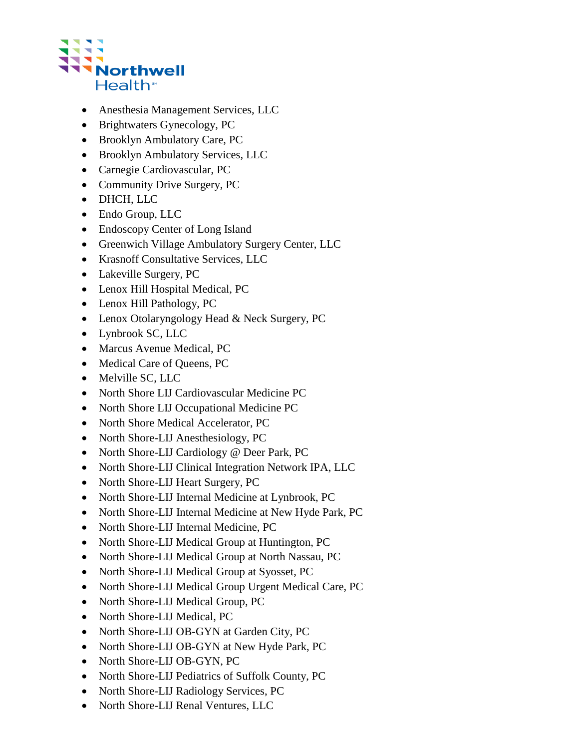- Anesthesia Management Services, LLC
- Brightwaters Gynecology, PC
- Brooklyn Ambulatory Care, PC
- Brooklyn Ambulatory Services, LLC
- Carnegie Cardiovascular, PC
- Community Drive Surgery, PC
- DHCH, LLC
- Endo Group, LLC
- Endoscopy Center of Long Island
- Greenwich Village Ambulatory Surgery Center, LLC
- Krasnoff Consultative Services, LLC
- Lakeville Surgery, PC
- Lenox Hill Hospital Medical, PC
- Lenox Hill Pathology, PC
- Lenox Otolaryngology Head & Neck Surgery, PC
- Lynbrook SC, LLC
- Marcus Avenue Medical, PC
- Medical Care of Queens, PC
- Melville SC, LLC
- North Shore LIJ Cardiovascular Medicine PC
- North Shore LIJ Occupational Medicine PC
- North Shore Medical Accelerator, PC
- North Shore-LIJ Anesthesiology, PC
- North Shore-LIJ Cardiology @ Deer Park, PC
- North Shore-LIJ Clinical Integration Network IPA, LLC
- North Shore-LIJ Heart Surgery, PC
- North Shore-LIJ Internal Medicine at Lynbrook, PC
- North Shore-LIJ Internal Medicine at New Hyde Park, PC
- North Shore-LIJ Internal Medicine, PC
- North Shore-LIJ Medical Group at Huntington, PC
- North Shore-LIJ Medical Group at North Nassau, PC
- North Shore-LIJ Medical Group at Syosset, PC
- North Shore-LIJ Medical Group Urgent Medical Care, PC
- North Shore-LIJ Medical Group, PC
- North Shore-LIJ Medical, PC
- North Shore-LIJ OB-GYN at Garden City, PC
- North Shore-LIJ OB-GYN at New Hyde Park, PC
- North Shore-LIJ OB-GYN, PC
- North Shore-LIJ Pediatrics of Suffolk County, PC
- North Shore-LIJ Radiology Services, PC
- North Shore-LIJ Renal Ventures, LLC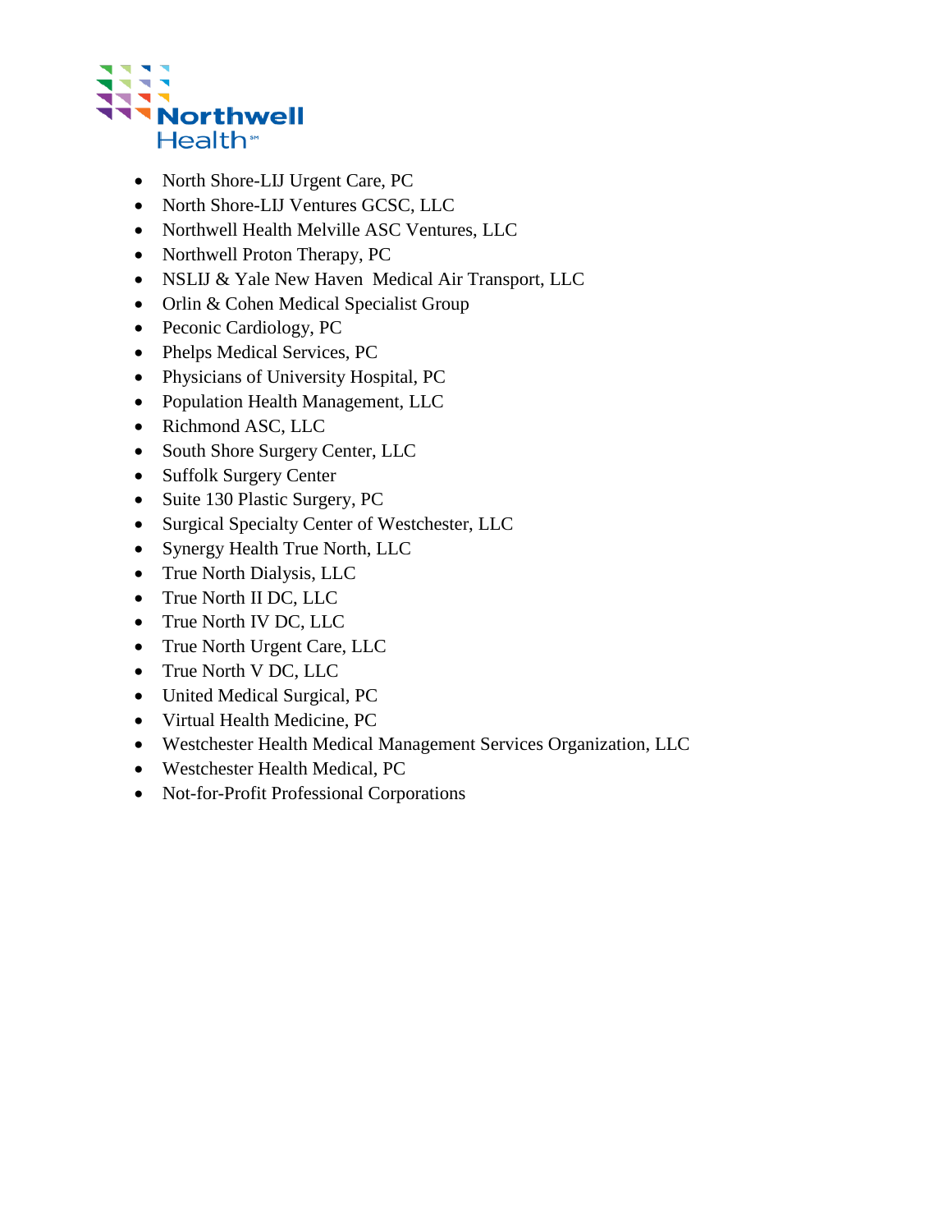- North Shore-LIJ Urgent Care, PC
- North Shore-LIJ Ventures GCSC, LLC
- Northwell Health Melville ASC Ventures, LLC
- Northwell Proton Therapy, PC
- NSLIJ & Yale New Haven Medical Air Transport, LLC
- Orlin & Cohen Medical Specialist Group
- Peconic Cardiology, PC
- Phelps Medical Services, PC
- Physicians of University Hospital, PC
- Population Health Management, LLC
- Richmond ASC, LLC
- South Shore Surgery Center, LLC
- Suffolk Surgery Center
- Suite 130 Plastic Surgery, PC
- Surgical Specialty Center of Westchester, LLC
- Synergy Health True North, LLC
- True North Dialysis, LLC
- True North II DC, LLC
- True North IV DC, LLC
- True North Urgent Care, LLC
- True North V DC, LLC
- United Medical Surgical, PC
- Virtual Health Medicine, PC
- Westchester Health Medical Management Services Organization, LLC
- Westchester Health Medical, PC
- Not-for-Profit Professional Corporations